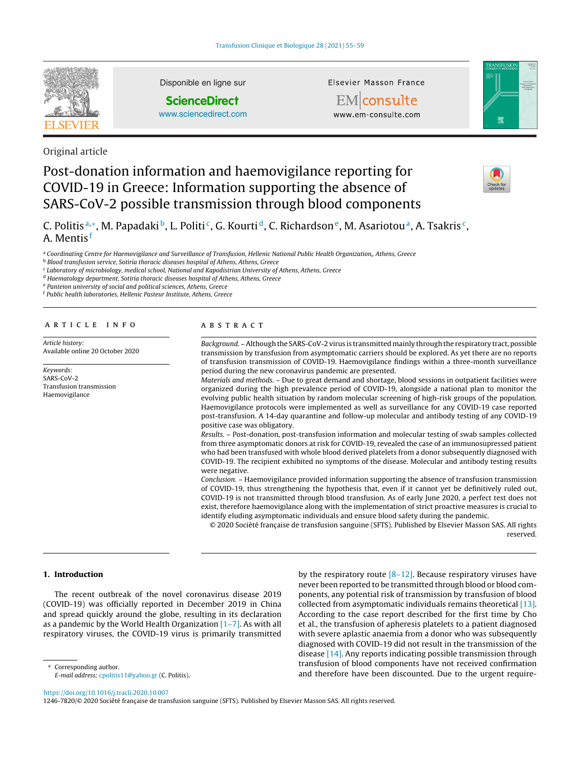Original article

# Post-donation information and haemovigilance reporting for COVID-19 in Greece: Information supporting the absence of SARS-CoV-2 possible transmission through blood components

C. Politis[a,*], M. Papadaki[b], L. Politi[c], G. Kourti[d], C. Richardson[e], M. Asariotou[a], A. Tsakris[c], A. Mentis[f]

[a] Coordinating Centre for Haemovigilance and Surveillance of Transfusion, Hellenic National Public Health Organization,, Athens, Greece
[b] Blood transfusion service, Sotiria thoracic diseases hospital of Athens, Athens, Greece
[c] Laboratory of microbiology, medical school, National and Kapodistrian University of Athens, Athens, Greece
[d] Haematology department, Sotiria thoracic diseases hospital of Athens, Athens, Greece
[e] Panteion university of social and political sciences, Athens, Greece
[f] Public health laboratories, Hellenic Pasteur Institute, Athens, Greece

**ARTICLE INFO**

*Article history:*
Available online 20 October 2020

*Keywords:*
SARS-CoV-2
Transfusion transmission
Haemovigilance

**ABSTRACT**

*Background.* – Although the SARS-CoV-2 virus is transmitted mainly through the respiratory tract, possible transmission by transfusion from asymptomatic carriers should be explored. As yet there are no reports of transfusion transmission of COVID-19. Haemovigilance findings within a three-month surveillance period during the new coronavirus pandemic are presented.

*Materials and methods.* – Due to great demand and shortage, blood sessions in outpatient facilities were organized during the high prevalence period of COVID-19, alongside a national plan to monitor the evolving public health situation by random molecular screening of high-risk groups of the population. Haemovigilance protocols were implemented as well as surveillance for any COVID-19 case reported post-transfusion. A 14-day quarantine and follow-up molecular and antibody testing of any COVID-19 positive case was obligatory.

*Results.* – Post-donation, post-transfusion information and molecular testing of swab samples collected from three asymptomatic donors at risk for COVID-19, revealed the case of an immunosupressed patient who had been transfused with whole blood derived platelets from a donor subsequently diagnosed with COVID-19. The recipient exhibited no symptoms of the disease. Molecular and antibody testing results were negative.

*Conclusion.* – Haemovigilance provided information supporting the absence of transfusion transmission of COVID-19, thus strengthening the hypothesis that, even if it cannot yet be definitively ruled out, COVID-19 is not transmitted through blood transfusion. As of early June 2020, a perfect test does not exist, therefore haemovigilance along with the implementation of strict proactive measures is crucial to identify eluding asymptomatic individuals and ensure blood safety during the pandemic.

© 2020 Société française de transfusion sanguine (SFTS). Published by Elsevier Masson SAS. All rights reserved.

## 1. Introduction

The recent outbreak of the novel coronavirus disease 2019 (COVID-19) was officially reported in December 2019 in China and spread quickly around the globe, resulting in its declaration as a pandemic by the World Health Organization [1–7]. As with all respiratory viruses, the COVID-19 virus is primarily transmitted by the respiratory route [8–12]. Because respiratory viruses have never been reported to be transmitted through blood or blood components, any potential risk of transmission by transfusion of blood collected from asymptomatic individuals remains theoretical [13]. According to the case report described for the first time by Cho et al., the transfusion of apheresis platelets to a patient diagnosed with severe aplastic anaemia from a donor who was subsequently diagnosed with COVID-19 did not result in the transmission of the disease [14]. Any reports indicating possible transmission through transfusion of blood components have not received confirmation and therefore have been discounted. Due to the urgent require-

* Corresponding author.
*E-mail address:* cpolitis11@yahoo.gr (C. Politis).

https://doi.org/10.1016/j.tracli.2020.10.007
1246-7820/© 2020 Société française de transfusion sanguine (SFTS). Published by Elsevier Masson SAS. All rights reserved.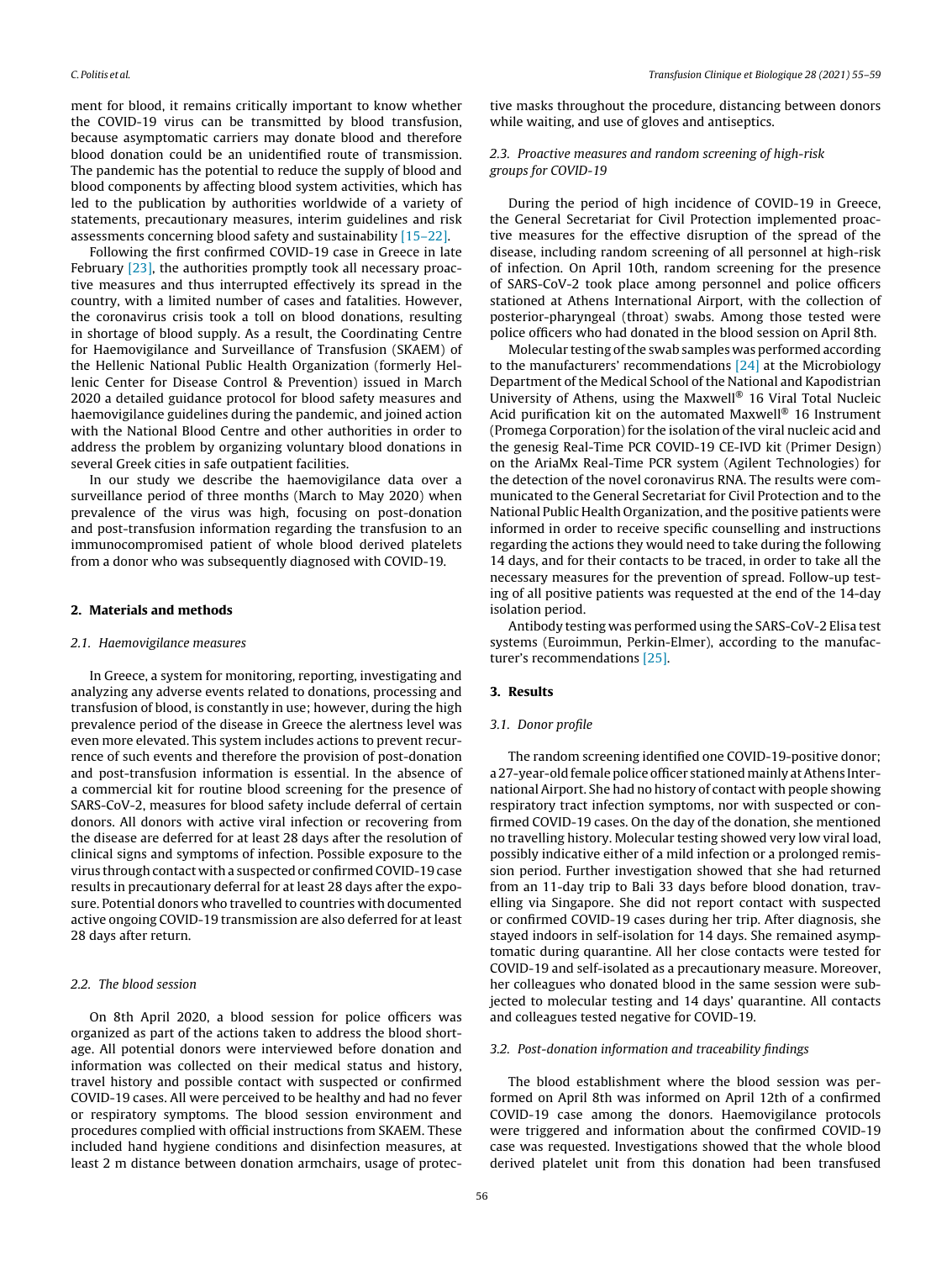ment for blood, it remains critically important to know whether the COVID-19 virus can be transmitted by blood transfusion, because asymptomatic carriers may donate blood and therefore blood donation could be an unidentified route of transmission. The pandemic has the potential to reduce the supply of blood and blood components by affecting blood system activities, which has led to the publication by authorities worldwide of a variety of statements, precautionary measures, interim guidelines and risk assessments concerning blood safety and sustainability [15–22].

Following the first confirmed COVID-19 case in Greece in late February [23], the authorities promptly took all necessary proactive measures and thus interrupted effectively its spread in the country, with a limited number of cases and fatalities. However, the coronavirus crisis took a toll on blood donations, resulting in shortage of blood supply. As a result, the Coordinating Centre for Haemovigilance and Surveillance of Transfusion (SKAEM) of the Hellenic National Public Health Organization (formerly Hellenic Center for Disease Control & Prevention) issued in March 2020 a detailed guidance protocol for blood safety measures and haemovigilance guidelines during the pandemic, and joined action with the National Blood Centre and other authorities in order to address the problem by organizing voluntary blood donations in several Greek cities in safe outpatient facilities.

In our study we describe the haemovigilance data over a surveillance period of three months (March to May 2020) when prevalence of the virus was high, focusing on post-donation and post-transfusion information regarding the transfusion to an immunocompromised patient of whole blood derived platelets from a donor who was subsequently diagnosed with COVID-19.

## 2. Materials and methods

### 2.1. Haemovigilance measures

In Greece, a system for monitoring, reporting, investigating and analyzing any adverse events related to donations, processing and transfusion of blood, is constantly in use; however, during the high prevalence period of the disease in Greece the alertness level was even more elevated. This system includes actions to prevent recurrence of such events and therefore the provision of post-donation and post-transfusion information is essential. In the absence of a commercial kit for routine blood screening for the presence of SARS-CoV-2, measures for blood safety include deferral of certain donors. All donors with active viral infection or recovering from the disease are deferred for at least 28 days after the resolution of clinical signs and symptoms of infection. Possible exposure to the virus through contact with a suspected or confirmed COVID-19 case results in precautionary deferral for at least 28 days after the exposure. Potential donors who travelled to countries with documented active ongoing COVID-19 transmission are also deferred for at least 28 days after return.

### 2.2. The blood session

On 8th April 2020, a blood session for police officers was organized as part of the actions taken to address the blood shortage. All potential donors were interviewed before donation and information was collected on their medical status and history, travel history and possible contact with suspected or confirmed COVID-19 cases. All were perceived to be healthy and had no fever or respiratory symptoms. The blood session environment and procedures complied with official instructions from SKAEM. These included hand hygiene conditions and disinfection measures, at least 2 m distance between donation armchairs, usage of protective masks throughout the procedure, distancing between donors while waiting, and use of gloves and antiseptics.

### 2.3. Proactive measures and random screening of high-risk groups for COVID-19

During the period of high incidence of COVID-19 in Greece, the General Secretariat for Civil Protection implemented proactive measures for the effective disruption of the spread of the disease, including random screening of all personnel at high-risk of infection. On April 10th, random screening for the presence of SARS-CoV-2 took place among personnel and police officers stationed at Athens International Airport, with the collection of posterior-pharyngeal (throat) swabs. Among those tested were police officers who had donated in the blood session on April 8th.

Molecular testing of the swab samples was performed according to the manufacturers' recommendations [24] at the Microbiology Department of the Medical School of the National and Kapodistrian University of Athens, using the Maxwell® 16 Viral Total Nucleic Acid purification kit on the automated Maxwell® 16 Instrument (Promega Corporation) for the isolation of the viral nucleic acid and the genesig Real-Time PCR COVID-19 CE-IVD kit (Primer Design) on the AriaMx Real-Time PCR system (Agilent Technologies) for the detection of the novel coronavirus RNA. The results were communicated to the General Secretariat for Civil Protection and to the National Public Health Organization, and the positive patients were informed in order to receive specific counselling and instructions regarding the actions they would need to take during the following 14 days, and for their contacts to be traced, in order to take all the necessary measures for the prevention of spread. Follow-up testing of all positive patients was requested at the end of the 14-day isolation period.

Antibody testing was performed using the SARS-CoV-2 Elisa test systems (Euroimmun, Perkin-Elmer), according to the manufacturer's recommendations [25].

## 3. Results

### 3.1. Donor profile

The random screening identified one COVID-19-positive donor; a 27-year-old female police officer stationed mainly at Athens International Airport. She had no history of contact with people showing respiratory tract infection symptoms, nor with suspected or confirmed COVID-19 cases. On the day of the donation, she mentioned no travelling history. Molecular testing showed very low viral load, possibly indicative either of a mild infection or a prolonged remission period. Further investigation showed that she had returned from an 11-day trip to Bali 33 days before blood donation, travelling via Singapore. She did not report contact with suspected or confirmed COVID-19 cases during her trip. After diagnosis, she stayed indoors in self-isolation for 14 days. She remained asymptomatic during quarantine. All her close contacts were tested for COVID-19 and self-isolated as a precautionary measure. Moreover, her colleagues who donated blood in the same session were subjected to molecular testing and 14 days' quarantine. All contacts and colleagues tested negative for COVID-19.

### 3.2. Post-donation information and traceability findings

The blood establishment where the blood session was performed on April 8th was informed on April 12th of a confirmed COVID-19 case among the donors. Haemovigilance protocols were triggered and information about the confirmed COVID-19 case was requested. Investigations showed that the whole blood derived platelet unit from this donation had been transfused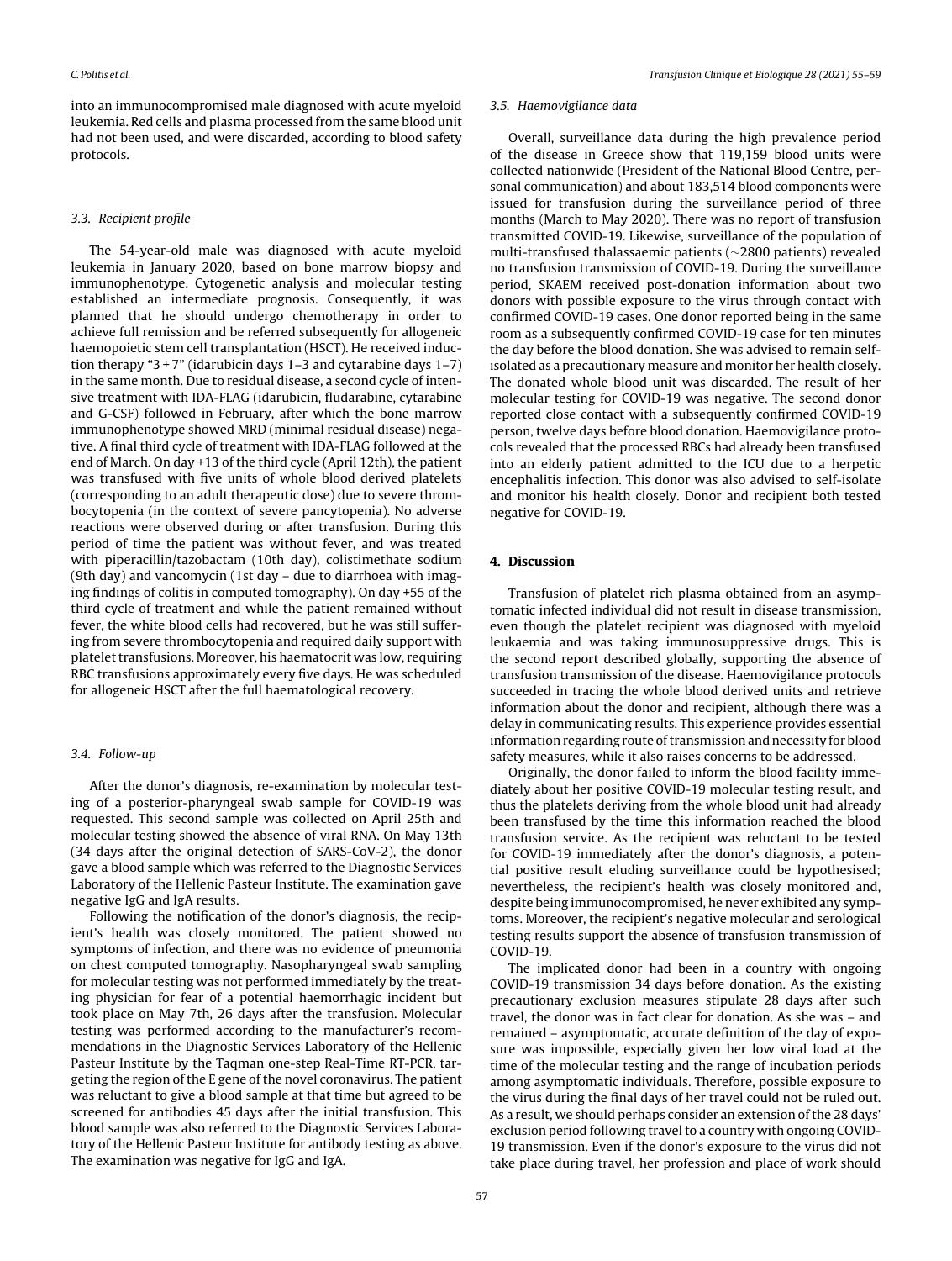into an immunocompromised male diagnosed with acute myeloid leukemia. Red cells and plasma processed from the same blood unit had not been used, and were discarded, according to blood safety protocols.

### 3.3. Recipient profile

The 54-year-old male was diagnosed with acute myeloid leukemia in January 2020, based on bone marrow biopsy and immunophenotype. Cytogenetic analysis and molecular testing established an intermediate prognosis. Consequently, it was planned that he should undergo chemotherapy in order to achieve full remission and be referred subsequently for allogeneic haemopoietic stem cell transplantation (HSCT). He received induction therapy "3 + 7" (idarubicin days 1–3 and cytarabine days 1–7) in the same month. Due to residual disease, a second cycle of intensive treatment with IDA-FLAG (idarubicin, fludarabine, cytarabine and G-CSF) followed in February, after which the bone marrow immunophenotype showed MRD (minimal residual disease) negative. A final third cycle of treatment with IDA-FLAG followed at the end of March. On day +13 of the third cycle (April 12th), the patient was transfused with five units of whole blood derived platelets (corresponding to an adult therapeutic dose) due to severe thrombocytopenia (in the context of severe pancytopenia). No adverse reactions were observed during or after transfusion. During this period of time the patient was without fever, and was treated with piperacillin/tazobactam (10th day), colistimethate sodium (9th day) and vancomycin (1st day – due to diarrhoea with imaging findings of colitis in computed tomography). On day +55 of the third cycle of treatment and while the patient remained without fever, the white blood cells had recovered, but he was still suffering from severe thrombocytopenia and required daily support with platelet transfusions. Moreover, his haematocrit was low, requiring RBC transfusions approximately every five days. He was scheduled for allogeneic HSCT after the full haematological recovery.

### 3.4. Follow-up

After the donor's diagnosis, re-examination by molecular testing of a posterior-pharyngeal swab sample for COVID-19 was requested. This second sample was collected on April 25th and molecular testing showed the absence of viral RNA. On May 13th (34 days after the original detection of SARS-CoV-2), the donor gave a blood sample which was referred to the Diagnostic Services Laboratory of the Hellenic Pasteur Institute. The examination gave negative IgG and IgA results.

Following the notification of the donor's diagnosis, the recipient's health was closely monitored. The patient showed no symptoms of infection, and there was no evidence of pneumonia on chest computed tomography. Nasopharyngeal swab sampling for molecular testing was not performed immediately by the treating physician for fear of a potential haemorrhagic incident but took place on May 7th, 26 days after the transfusion. Molecular testing was performed according to the manufacturer's recommendations in the Diagnostic Services Laboratory of the Hellenic Pasteur Institute by the Taqman one-step Real-Time RT-PCR, targeting the region of the E gene of the novel coronavirus. The patient was reluctant to give a blood sample at that time but agreed to be screened for antibodies 45 days after the initial transfusion. This blood sample was also referred to the Diagnostic Services Laboratory of the Hellenic Pasteur Institute for antibody testing as above. The examination was negative for IgG and IgA.

### 3.5. Haemovigilance data

Overall, surveillance data during the high prevalence period of the disease in Greece show that 119,159 blood units were collected nationwide (President of the National Blood Centre, personal communication) and about 183,514 blood components were issued for transfusion during the surveillance period of three months (March to May 2020). There was no report of transfusion transmitted COVID-19. Likewise, surveillance of the population of multi-transfused thalassaemic patients (~2800 patients) revealed no transfusion transmission of COVID-19. During the surveillance period, SKAEM received post-donation information about two donors with possible exposure to the virus through contact with confirmed COVID-19 cases. One donor reported being in the same room as a subsequently confirmed COVID-19 case for ten minutes the day before the blood donation. She was advised to remain self-isolated as a precautionary measure and monitor her health closely. The donated whole blood unit was discarded. The result of her molecular testing for COVID-19 was negative. The second donor reported close contact with a subsequently confirmed COVID-19 person, twelve days before blood donation. Haemovigilance protocols revealed that the processed RBCs had already been transfused into an elderly patient admitted to the ICU due to a herpetic encephalitis infection. This donor was also advised to self-isolate and monitor his health closely. Donor and recipient both tested negative for COVID-19.

## 4. Discussion

Transfusion of platelet rich plasma obtained from an asymptomatic infected individual did not result in disease transmission, even though the platelet recipient was diagnosed with myeloid leukaemia and was taking immunosuppressive drugs. This is the second report described globally, supporting the absence of transfusion transmission of the disease. Haemovigilance protocols succeeded in tracing the whole blood derived units and retrieve information about the donor and recipient, although there was a delay in communicating results. This experience provides essential information regarding route of transmission and necessity for blood safety measures, while it also raises concerns to be addressed.

Originally, the donor failed to inform the blood facility immediately about her positive COVID-19 molecular testing result, and thus the platelets deriving from the whole blood unit had already been transfused by the time this information reached the blood transfusion service. As the recipient was reluctant to be tested for COVID-19 immediately after the donor's diagnosis, a potential positive result eluding surveillance could be hypothesised; nevertheless, the recipient's health was closely monitored and, despite being immunocompromised, he never exhibited any symptoms. Moreover, the recipient's negative molecular and serological testing results support the absence of transfusion transmission of COVID-19.

The implicated donor had been in a country with ongoing COVID-19 transmission 34 days before donation. As the existing precautionary exclusion measures stipulate 28 days after such travel, the donor was in fact clear for donation. As she was – and remained – asymptomatic, accurate definition of the day of exposure was impossible, especially given her low viral load at the time of the molecular testing and the range of incubation periods among asymptomatic individuals. Therefore, possible exposure to the virus during the final days of her travel could not be ruled out. As a result, we should perhaps consider an extension of the 28 days' exclusion period following travel to a country with ongoing COVID-19 transmission. Even if the donor's exposure to the virus did not take place during travel, her profession and place of work should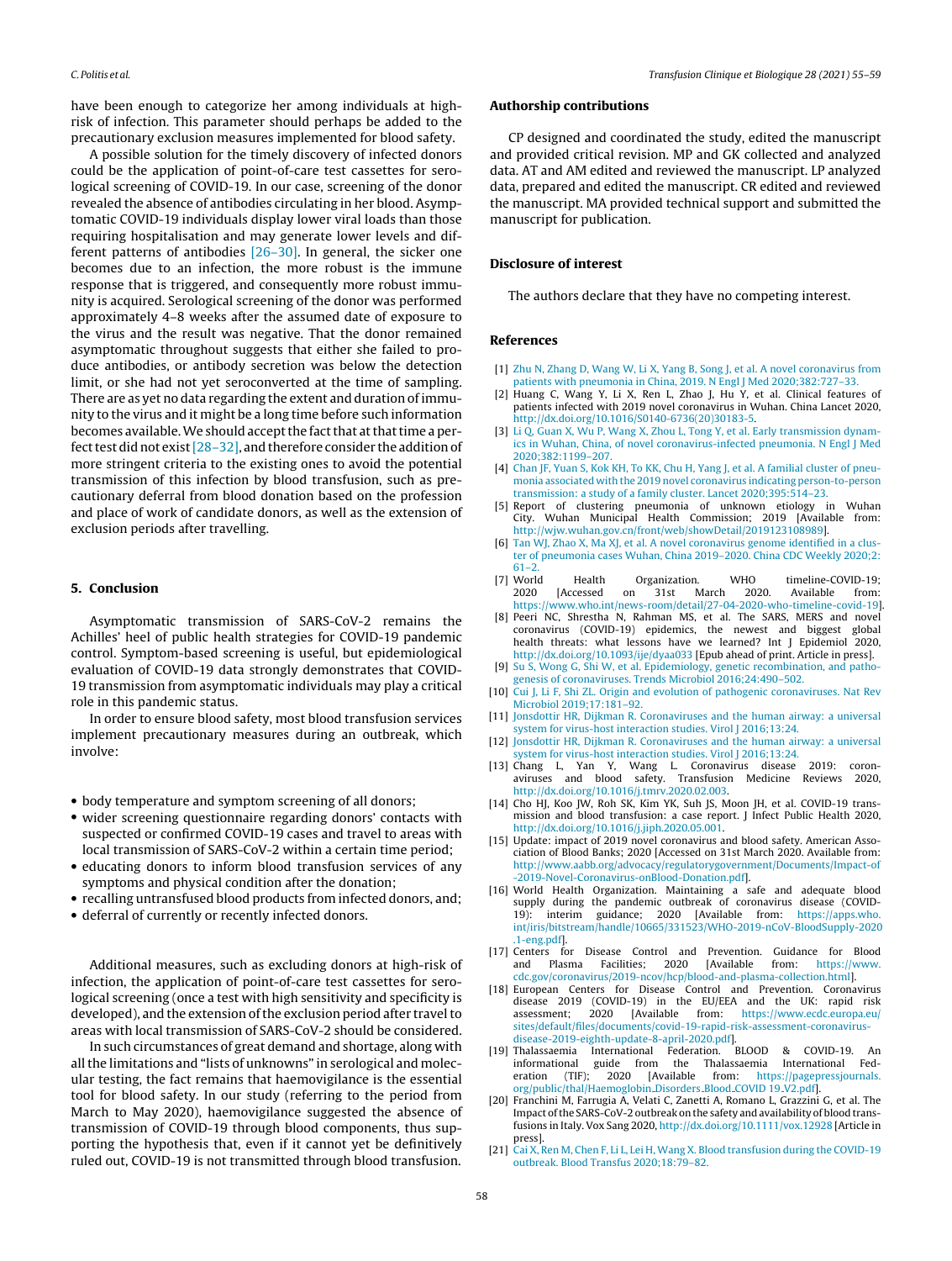have been enough to categorize her among individuals at high-risk of infection. This parameter should perhaps be added to the precautionary exclusion measures implemented for blood safety.

A possible solution for the timely discovery of infected donors could be the application of point-of-care test cassettes for serological screening of COVID-19. In our case, screening of the donor revealed the absence of antibodies circulating in her blood. Asymptomatic COVID-19 individuals display lower viral loads than those requiring hospitalisation and may generate lower levels and different patterns of antibodies [26–30]. In general, the sicker one becomes due to an infection, the more robust is the immune response that is triggered, and consequently more robust immunity is acquired. Serological screening of the donor was performed approximately 4–8 weeks after the assumed date of exposure to the virus and the result was negative. That the donor remained asymptomatic throughout suggests that either she failed to produce antibodies, or antibody secretion was below the detection limit, or she had not yet seroconverted at the time of sampling. There are as yet no data regarding the extent and duration of immunity to the virus and it might be a long time before such information becomes available. We should accept the fact that at that time a perfect test did not exist [28–32], and therefore consider the addition of more stringent criteria to the existing ones to avoid the potential transmission of this infection by blood transfusion, such as precautionary deferral from blood donation based on the profession and place of work of candidate donors, as well as the extension of exclusion periods after travelling.

## 5. Conclusion

Asymptomatic transmission of SARS-CoV-2 remains the Achilles' heel of public health strategies for COVID-19 pandemic control. Symptom-based screening is useful, but epidemiological evaluation of COVID-19 data strongly demonstrates that COVID-19 transmission from asymptomatic individuals may play a critical role in this pandemic status.

In order to ensure blood safety, most blood transfusion services implement precautionary measures during an outbreak, which involve:

- body temperature and symptom screening of all donors;
- wider screening questionnaire regarding donors' contacts with suspected or confirmed COVID-19 cases and travel to areas with local transmission of SARS-CoV-2 within a certain time period;
- educating donors to inform blood transfusion services of any symptoms and physical condition after the donation;
- recalling untransfused blood products from infected donors, and;
- deferral of currently or recently infected donors.

Additional measures, such as excluding donors at high-risk of infection, the application of point-of-care test cassettes for serological screening (once a test with high sensitivity and specificity is developed), and the extension of the exclusion period after travel to areas with local transmission of SARS-CoV-2 should be considered.

In such circumstances of great demand and shortage, along with all the limitations and "lists of unknowns" in serological and molecular testing, the fact remains that haemovigilance is the essential tool for blood safety. In our study (referring to the period from March to May 2020), haemovigilance suggested the absence of transmission of COVID-19 through blood components, thus supporting the hypothesis that, even if it cannot yet be definitively ruled out, COVID-19 is not transmitted through blood transfusion.

## Authorship contributions

CP designed and coordinated the study, edited the manuscript and provided critical revision. MP and GK collected and analyzed data. AT and AM edited and reviewed the manuscript. LP analyzed data, prepared and edited the manuscript. CR edited and reviewed the manuscript. MA provided technical support and submitted the manuscript for publication.

## Disclosure of interest

The authors declare that they have no competing interest.

## References

[1] Zhu N, Zhang D, Wang W, Li X, Yang B, Song J, et al. A novel coronavirus from patients with pneumonia in China, 2019. N Engl J Med 2020;382:727–33.

[2] Huang C, Wang Y, Li X, Ren L, Zhao J, Hu Y, et al. Clinical features of patients infected with 2019 novel coronavirus in Wuhan. China Lancet 2020, http://dx.doi.org/10.1016/S0140-6736(20)30183-5.

[3] Li Q, Guan X, Wu P, Wang X, Zhou L, Tong Y, et al. Early transmission dynamics in Wuhan, China, of novel coronavirus-infected pneumonia. N Engl J Med 2020;382:1199–207.

[4] Chan JF, Yuan S, Kok KH, To KK, Chu H, Yang J, et al. A familial cluster of pneumonia associated with the 2019 novel coronavirus indicating person-to-person transmission: a study of a family cluster. Lancet 2020;395:514–23.

[5] Report of clustering pneumonia of unknown etiology in Wuhan City. Wuhan Municipal Health Commission; 2019 [Available from: http://wjw.wuhan.gov.cn/front/web/showDetail/2019123108989].

[6] Tan WJ, Zhao X, Ma XJ, et al. A novel coronavirus genome identified in a cluster of pneumonia cases Wuhan, China 2019–2020. China CDC Weekly 2020;2:61–2.

[7] World Health Organization. WHO timeline-COVID-19; 2020 [Accessed on 31st March 2020. Available from: https://www.who.int/news-room/detail/27-04-2020-who-timeline-covid-19].

[8] Peeri NC, Shrestha N, Rahman MS, et al. The SARS, MERS and novel coronavirus (COVID-19) epidemics, the newest and biggest global health threats: what lessons have we learned? Int J Epidemiol 2020, http://dx.doi.org/10.1093/ije/dyaa033 [Epub ahead of print. Article in press].

[9] Su S, Wong G, Shi W, et al. Epidemiology, genetic recombination, and pathogenesis of coronaviruses. Trends Microbiol 2016;24:490–502.

[10] Cui J, Li F, Shi ZL. Origin and evolution of pathogenic coronaviruses. Nat Rev Microbiol 2019;17:181–92.

[11] Jonsdottir HR, Dijkman R. Coronaviruses and the human airway: a universal system for virus-host interaction studies. Virol J 2016;13:24.

[12] Jonsdottir HR, Dijkman R. Coronaviruses and the human airway: a universal system for virus-host interaction studies. Virol J 2016;13:24.

[13] Chang L, Yan Y, Wang L. Coronavirus disease 2019: coronaviruses and blood safety. Transfusion Medicine Reviews 2020, http://dx.doi.org/10.1016/j.tmrv.2020.02.003.

[14] Cho HJ, Koo JW, Roh SK, Kim YK, Suh JS, Moon JH, et al. COVID-19 transmission and blood transfusion: a case report. J Infect Public Health 2020, http://dx.doi.org/10.1016/j.jiph.2020.05.001.

[15] Update: impact of 2019 novel coronavirus and blood safety. American Association of Blood Banks; 2020 [Accessed on 31st March 2020. Available from: http://www.aabb.org/advocacy/regulatorygovernment/Documents/Impact-of-2019-Novel-Coronavirus-onBlood-Donation.pdf].

[16] World Health Organization. Maintaining a safe and adequate blood supply during the pandemic outbreak of coronavirus disease (COVID-19): interim guidance; 2020 [Available from: https://apps.who.int/iris/bitstream/handle/10665/331523/WHO-2019-nCoV-BloodSupply-2020.1-eng.pdf].

[17] Centers for Disease Control and Prevention. Guidance for Blood and Plasma Facilities; 2020 [Available from: https://www.cdc.gov/coronavirus/2019-ncov/hcp/blood-and-plasma-collection.html].

[18] European Centers for Disease Control and Prevention. Coronavirus disease 2019 (COVID-19) in the EU/EEA and the UK: rapid risk assessment; 2020 [Available from: https://www.ecdc.europa.eu/sites/default/files/documents/covid-19-rapid-risk-assessment-coronavirus-disease-2019-eighth-update-8-april-2020.pdf].

[19] Thalassaemia International Federation. BLOOD & COVID-19. An informational guide from the Thalassaemia International Federation (TIF); 2020 [Available from: https://pagepressjournals.org/public/thal/Haemoglobin_Disorders_Blood_COVID 19_V2.pdf].

[20] Franchini M, Farrugia A, Velati C, Zanetti A, Romano L, Grazzini G, et al. The Impact of the SARS-CoV-2 outbreak on the safety and availability of blood transfusions in Italy. Vox Sang 2020, http://dx.doi.org/10.1111/vox.12928 [Article in press].

[21] Cai X, Ren M, Chen F, Li L, Lei H, Wang X. Blood transfusion during the COVID-19 outbreak. Blood Transfus 2020;18:79–82.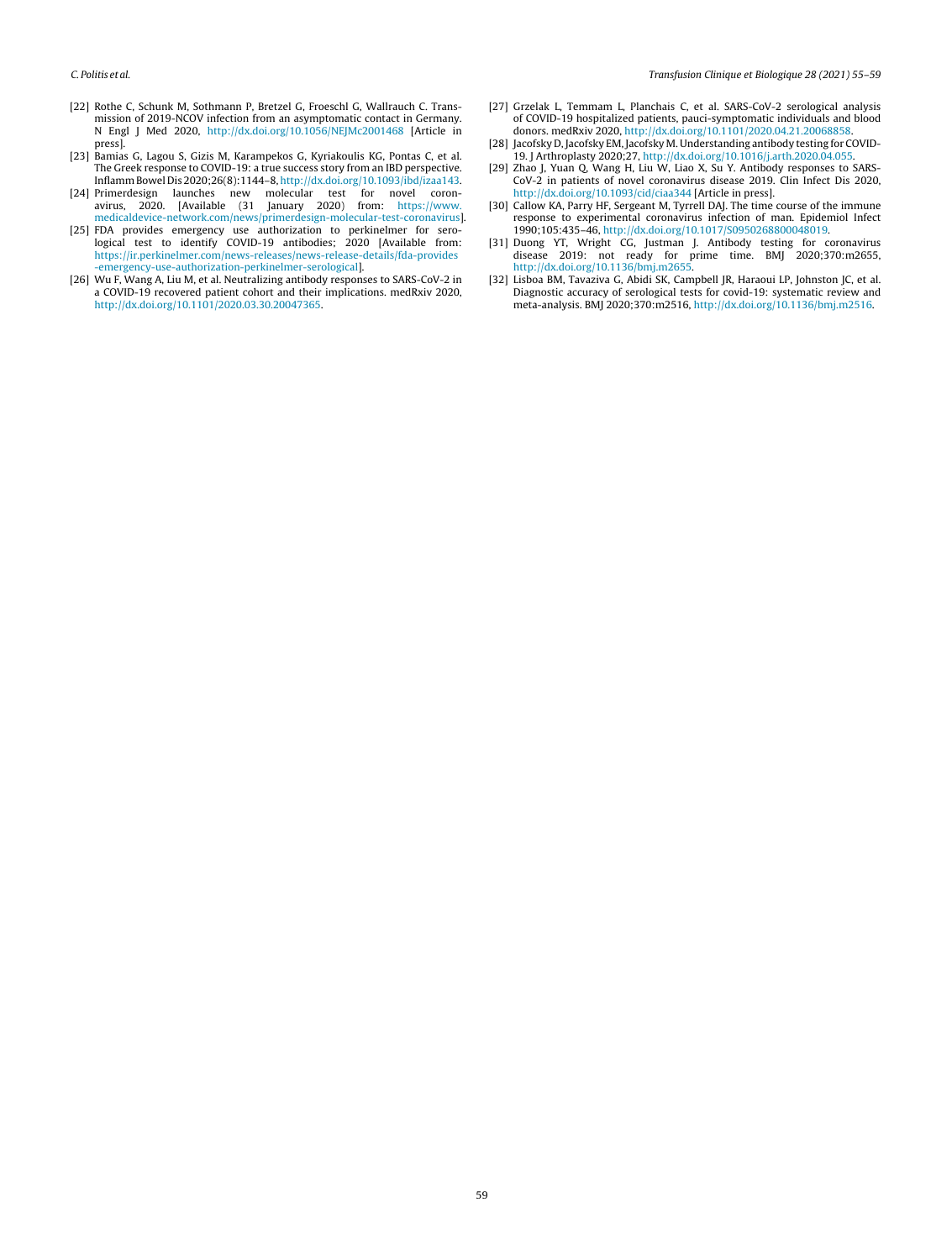[22] Rothe C, Schunk M, Sothmann P, Bretzel G, Froeschl G, Wallrauch C. Transmission of 2019-NCOV infection from an asymptomatic contact in Germany. N Engl J Med 2020, http://dx.doi.org/10.1056/NEJMc2001468 [Article in press].

[23] Bamias G, Lagou S, Gizis M, Karampekos G, Kyriakoulis KG, Pontas C, et al. The Greek response to COVID-19: a true success story from an IBD perspective. Inflamm Bowel Dis 2020;26(8):1144–8, http://dx.doi.org/10.1093/ibd/izaa143.

[24] Primerdesign launches new molecular test for novel coronavirus, 2020. [Available (31 January 2020) from: https://www.medicaldevice-network.com/news/primerdesign-molecular-test-coronavirus].

[25] FDA provides emergency use authorization to perkinelmer for serological test to identify COVID-19 antibodies; 2020 [Available from: https://ir.perkinelmer.com/news-releases/news-release-details/fda-provides-emergency-use-authorization-perkinelmer-serological].

[26] Wu F, Wang A, Liu M, et al. Neutralizing antibody responses to SARS-CoV-2 in a COVID-19 recovered patient cohort and their implications. medRxiv 2020, http://dx.doi.org/10.1101/2020.03.30.20047365.

[27] Grzelak L, Temmam L, Planchais C, et al. SARS-CoV-2 serological analysis of COVID-19 hospitalized patients, pauci-symptomatic individuals and blood donors. medRxiv 2020, http://dx.doi.org/10.1101/2020.04.21.20068858.

[28] Jacofsky D, Jacofsky EM, Jacofsky M. Understanding antibody testing for COVID-19. J Arthroplasty 2020;27, http://dx.doi.org/10.1016/j.arth.2020.04.055.

[29] Zhao J, Yuan Q, Wang H, Liu W, Liao X, Su Y. Antibody responses to SARS-CoV-2 in patients of novel coronavirus disease 2019. Clin Infect Dis 2020, http://dx.doi.org/10.1093/cid/ciaa344 [Article in press].

[30] Callow KA, Parry HF, Sergeant M, Tyrrell DAJ. The time course of the immune response to experimental coronavirus infection of man. Epidemiol Infect 1990;105:435–46, http://dx.doi.org/10.1017/S0950268800048019.

[31] Duong YT, Wright CG, Justman J. Antibody testing for coronavirus disease 2019: not ready for prime time. BMJ 2020;370:m2655, http://dx.doi.org/10.1136/bmj.m2655.

[32] Lisboa BM, Tavaziva G, Abidi SK, Campbell JR, Haraoui LP, Johnston JC, et al. Diagnostic accuracy of serological tests for covid-19: systematic review and meta-analysis. BMJ 2020;370:m2516, http://dx.doi.org/10.1136/bmj.m2516.